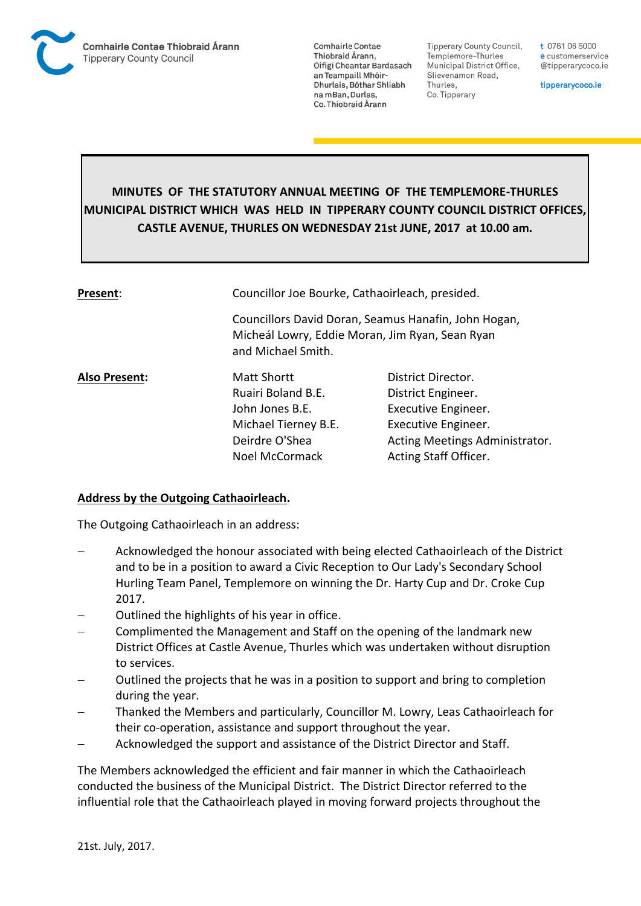Comhairle Contae Thiobraid Árann
Tipperary County Council

Comhairle Contae Thiobraid Árann, Oifigí Cheantar Bardasach an Teampaill Mhóir-Dhurlais, Bóthar Shliabh na mBan, Durlas, Co. Thiobraid Árann

Tipperary County Council, Templemore-Thurles Municipal District Office, Slievenamon Road, Thurles, Co. Tipperary

t 0761 06 5000
e customerservice @tipperarycoco.ie

tipperarycoco.ie

**MINUTES OF THE STATUTORY ANNUAL MEETING OF THE TEMPLEMORE-THURLES MUNICIPAL DISTRICT WHICH WAS HELD IN TIPPERARY COUNTY COUNCIL DISTRICT OFFICES, CASTLE AVENUE, THURLES ON WEDNESDAY 21st JUNE, 2017 at 10.00 am.**

**Present**: Councillor Joe Bourke, Cathaoirleach, presided.

Councillors David Doran, Seamus Hanafin, John Hogan, Micheál Lowry, Eddie Moran, Jim Ryan, Sean Ryan and Michael Smith.

**Also Present:**

| | |
|---|---|
| Matt Shortt | District Director. |
| Ruairi Boland B.E. | District Engineer. |
| John Jones B.E. | Executive Engineer. |
| Michael Tierney B.E. | Executive Engineer. |
| Deirdre O'Shea | Acting Meetings Administrator. |
| Noel McCormack | Acting Staff Officer. |

**Address by the Outgoing Cathaoirleach.**

The Outgoing Cathaoirleach in an address:

- Acknowledged the honour associated with being elected Cathaoirleach of the District and to be in a position to award a Civic Reception to Our Lady's Secondary School Hurling Team Panel, Templemore on winning the Dr. Harty Cup and Dr. Croke Cup 2017.
- Outlined the highlights of his year in office.
- Complimented the Management and Staff on the opening of the landmark new District Offices at Castle Avenue, Thurles which was undertaken without disruption to services.
- Outlined the projects that he was in a position to support and bring to completion during the year.
- Thanked the Members and particularly, Councillor M. Lowry, Leas Cathaoirleach for their co-operation, assistance and support throughout the year.
- Acknowledged the support and assistance of the District Director and Staff.

The Members acknowledged the efficient and fair manner in which the Cathaoirleach conducted the business of the Municipal District. The District Director referred to the influential role that the Cathaoirleach played in moving forward projects throughout the

21st. July, 2017.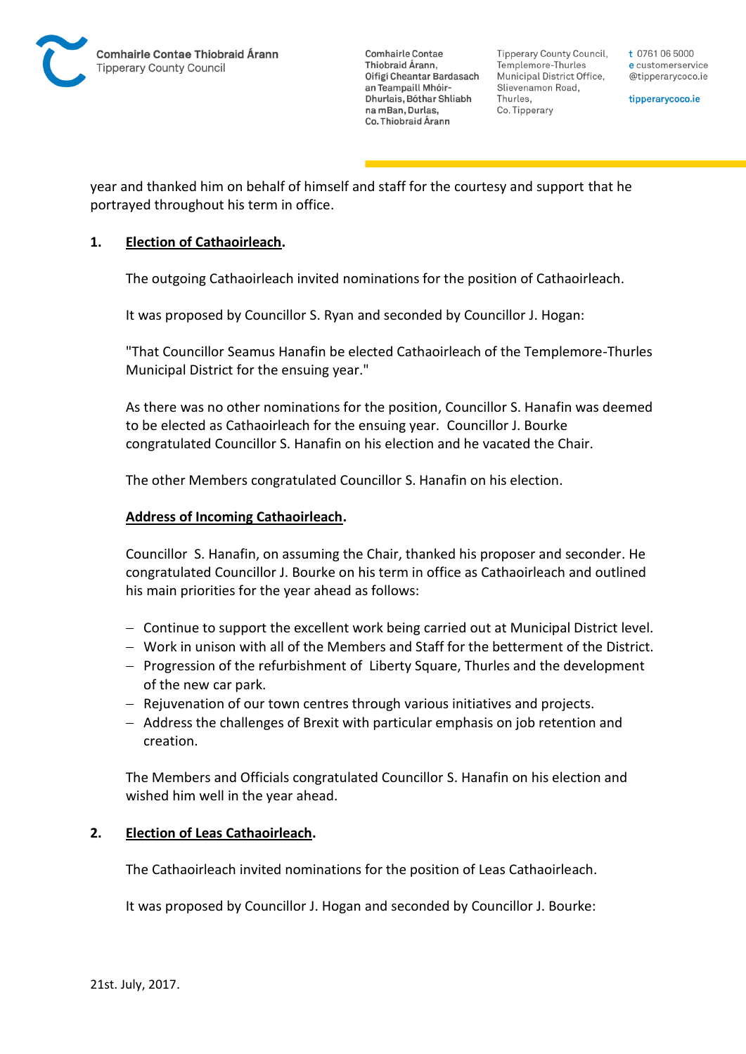year and thanked him on behalf of himself and staff for the courtesy and support that he portrayed throughout his term in office.

**1. <u>Election of Cathaoirleach</u>.**

The outgoing Cathaoirleach invited nominations for the position of Cathaoirleach.

It was proposed by Councillor S. Ryan and seconded by Councillor J. Hogan:

"That Councillor Seamus Hanafin be elected Cathaoirleach of the Templemore-Thurles Municipal District for the ensuing year."

As there was no other nominations for the position, Councillor S. Hanafin was deemed to be elected as Cathaoirleach for the ensuing year. Councillor J. Bourke congratulated Councillor S. Hanafin on his election and he vacated the Chair.

The other Members congratulated Councillor S. Hanafin on his election.

**<u>Address of Incoming Cathaoirleach</u>.**

Councillor S. Hanafin, on assuming the Chair, thanked his proposer and seconder. He congratulated Councillor J. Bourke on his term in office as Cathaoirleach and outlined his main priorities for the year ahead as follows:

- Continue to support the excellent work being carried out at Municipal District level.
- Work in unison with all of the Members and Staff for the betterment of the District.
- Progression of the refurbishment of Liberty Square, Thurles and the development of the new car park.
- Rejuvenation of our town centres through various initiatives and projects.
- Address the challenges of Brexit with particular emphasis on job retention and creation.

The Members and Officials congratulated Councillor S. Hanafin on his election and wished him well in the year ahead.

**2. <u>Election of Leas Cathaoirleach</u>.**

The Cathaoirleach invited nominations for the position of Leas Cathaoirleach.

It was proposed by Councillor J. Hogan and seconded by Councillor J. Bourke: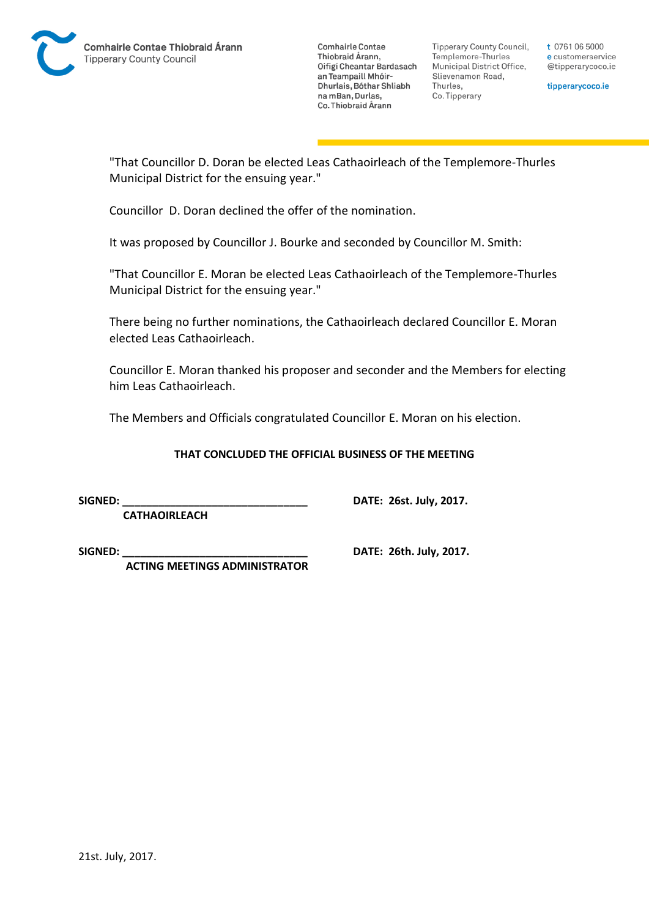"That Councillor D. Doran be elected Leas Cathaoirleach of the Templemore-Thurles Municipal District for the ensuing year."

Councillor D. Doran declined the offer of the nomination.

It was proposed by Councillor J. Bourke and seconded by Councillor M. Smith:

"That Councillor E. Moran be elected Leas Cathaoirleach of the Templemore-Thurles Municipal District for the ensuing year."

There being no further nominations, the Cathaoirleach declared Councillor E. Moran elected Leas Cathaoirleach.

Councillor E. Moran thanked his proposer and seconder and the Members for electing him Leas Cathaoirleach.

The Members and Officials congratulated Councillor E. Moran on his election.

**THAT CONCLUDED THE OFFICIAL BUSINESS OF THE MEETING**

**SIGNED: \_\_\_\_\_\_\_\_\_\_\_\_\_\_\_\_\_\_\_\_\_\_\_\_\_\_\_\_\_\_\_\_** **DATE: 26st. July, 2017.**
**CATHAOIRLEACH**

**SIGNED: \_\_\_\_\_\_\_\_\_\_\_\_\_\_\_\_\_\_\_\_\_\_\_\_\_\_\_\_\_\_\_\_** **DATE: 26th. July, 2017.**
**ACTING MEETINGS ADMINISTRATOR**

21st. July, 2017.